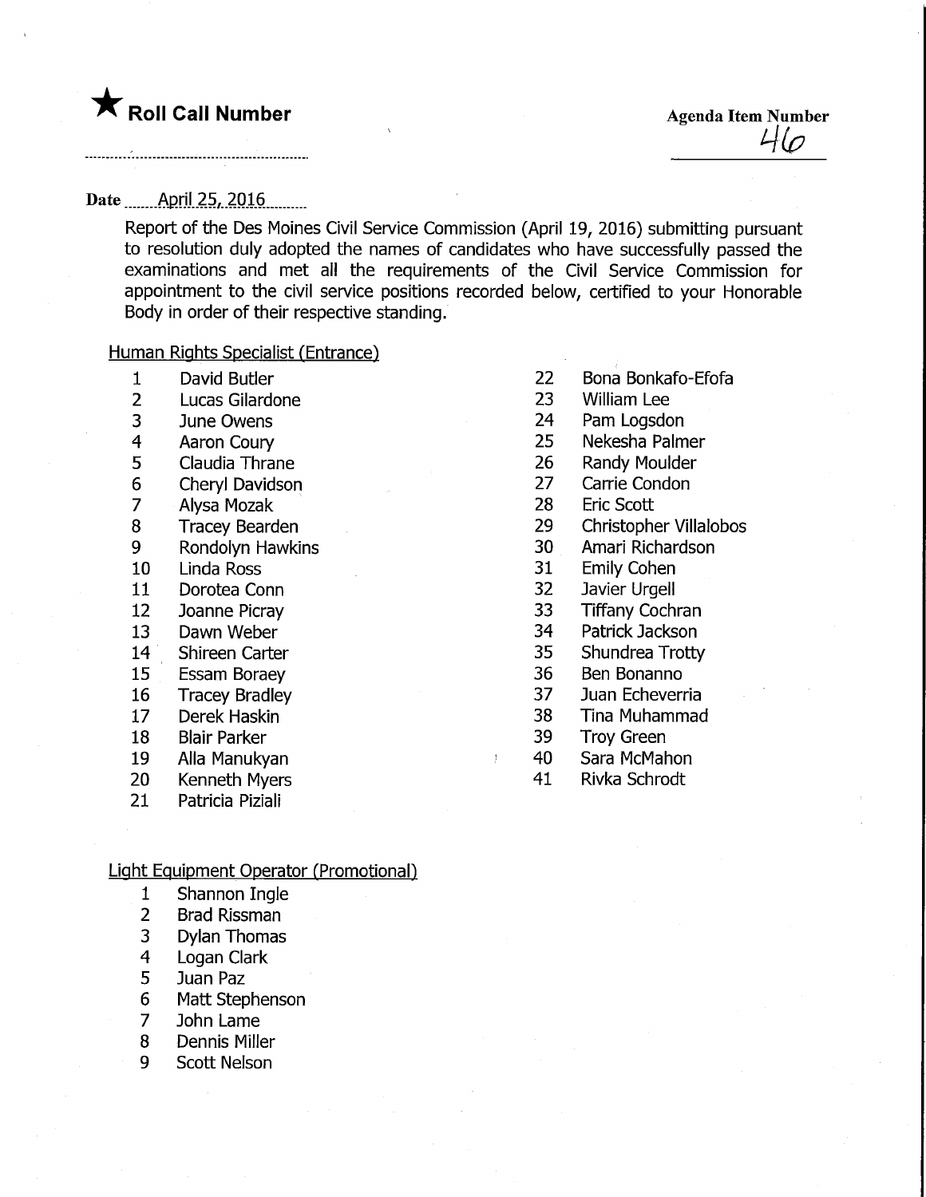★ **Roll Call Number**

**Agenda Item Number**
46

**Date** April 25, 2016

Report of the Des Moines Civil Service Commission (April 19, 2016) submitting pursuant to resolution duly adopted the names of candidates who have successfully passed the examinations and met all the requirements of the Civil Service Commission for appointment to the civil service positions recorded below, certified to your Honorable Body in order of their respective standing.

Human Rights Specialist (Entrance)

1 David Butler
2 Lucas Gilardone
3 June Owens
4 Aaron Coury
5 Claudia Thrane
6 Cheryl Davidson
7 Alysa Mozak
8 Tracey Bearden
9 Rondolyn Hawkins
10 Linda Ross
11 Dorotea Conn
12 Joanne Picray
13 Dawn Weber
14 Shireen Carter
15 Essam Boraey
16 Tracey Bradley
17 Derek Haskin
18 Blair Parker
19 Alla Manukyan
20 Kenneth Myers
21 Patricia Piziali
22 Bona Bonkafo-Efofa
23 William Lee
24 Pam Logsdon
25 Nekesha Palmer
26 Randy Moulder
27 Carrie Condon
28 Eric Scott
29 Christopher Villalobos
30 Amari Richardson
31 Emily Cohen
32 Javier Urgell
33 Tiffany Cochran
34 Patrick Jackson
35 Shundrea Trotty
36 Ben Bonanno
37 Juan Echeverria
38 Tina Muhammad
39 Troy Green
40 Sara McMahon
41 Rivka Schrodt

Light Equipment Operator (Promotional)

1 Shannon Ingle
2 Brad Rissman
3 Dylan Thomas
4 Logan Clark
5 Juan Paz
6 Matt Stephenson
7 John Lame
8 Dennis Miller
9 Scott Nelson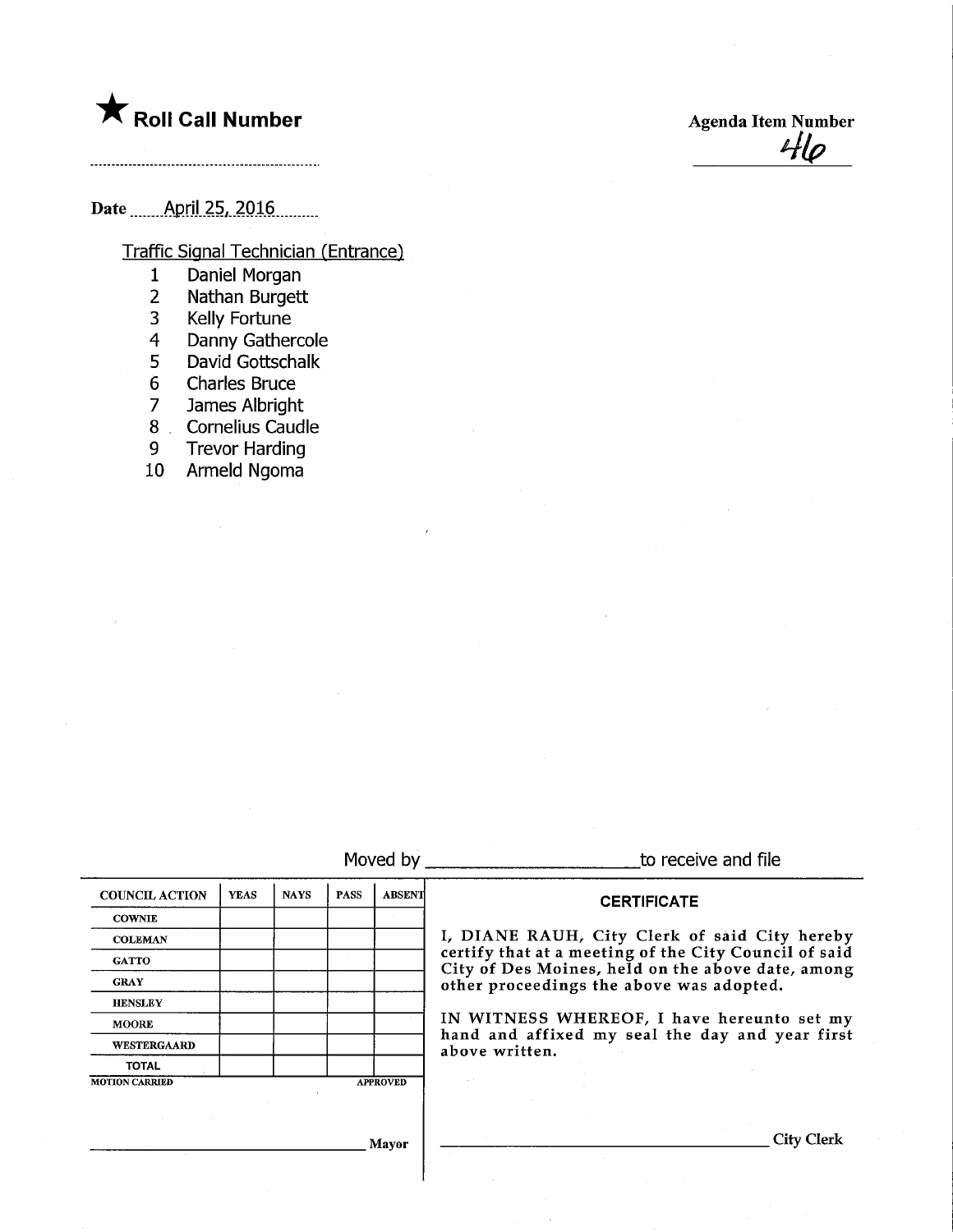★ **Roll Call Number**

**Agenda Item Number**
46

**Date** April 25, 2016

Traffic Signal Technician (Entrance)

1. Daniel Morgan
2. Nathan Burgett
3. Kelly Fortune
4. Danny Gathercole
5. David Gottschalk
6. Charles Bruce
7. James Albright
8. Cornelius Caudle
9. Trevor Harding
10. Armeld Ngoma

Moved by ______________________ to receive and file

| COUNCIL ACTION | YEAS | NAYS | PASS | ABSENT |
| --- | --- | --- | --- | --- |
| COWNIE | | | | |
| COLEMAN | | | | |
| GATTO | | | | |
| GRAY | | | | |
| HENSLEY | | | | |
| MOORE | | | | |
| WESTERGAARD | | | | |
| TOTAL | | | | |

MOTION CARRIED APPROVED

______________________ Mayor

**CERTIFICATE**

I, DIANE RAUH, City Clerk of said City hereby certify that at a meeting of the City Council of said City of Des Moines, held on the above date, among other proceedings the above was adopted.

IN WITNESS WHEREOF, I have hereunto set my hand and affixed my seal the day and year first above written.

______________________ City Clerk